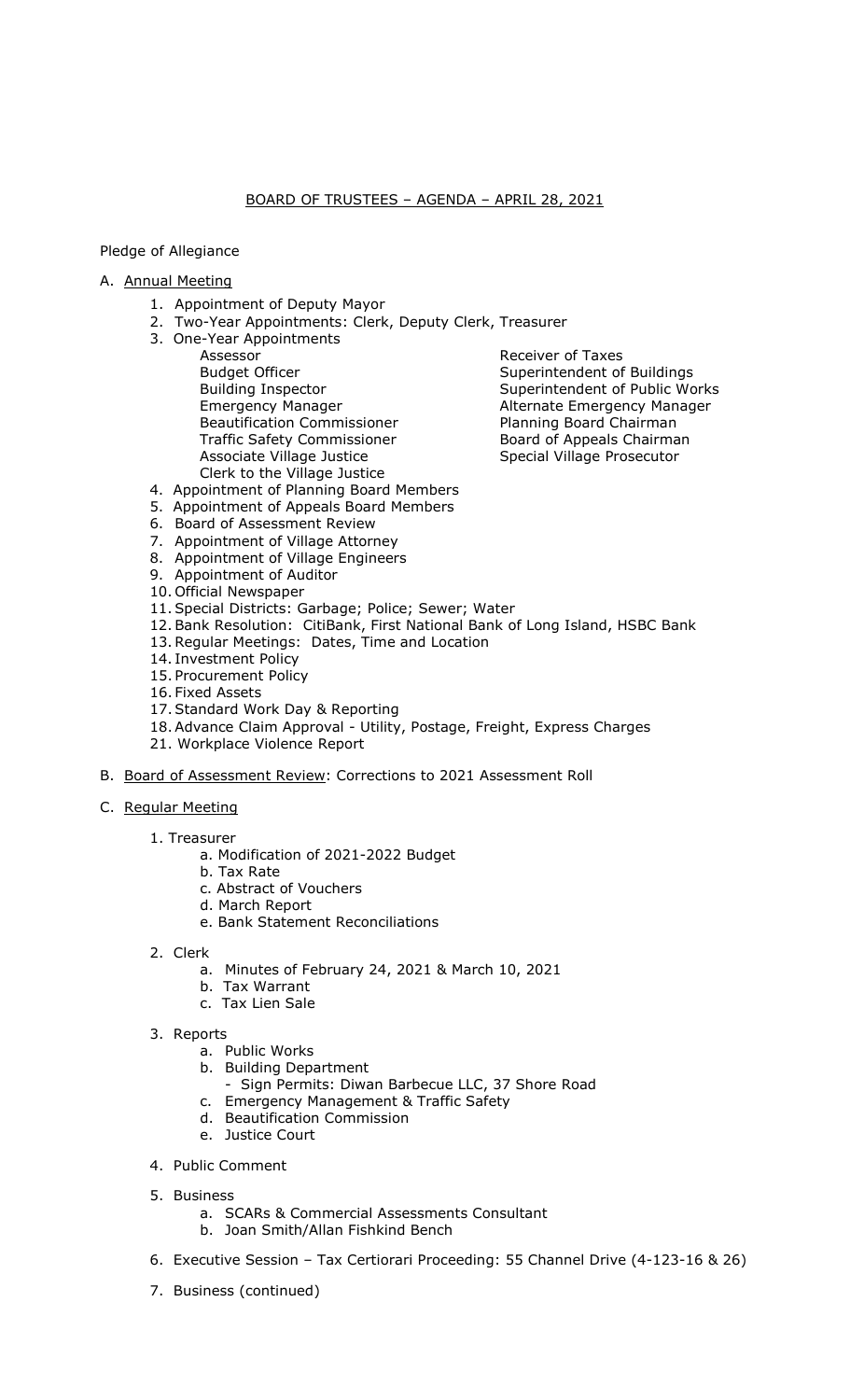# BOARD OF TRUSTEES – AGENDA – APRIL 28, 2021

Pledge of Allegiance

A. Annual Meeting

1. Appointment of Deputy Mayor
2. Two-Year Appointments: Clerk, Deputy Clerk, Treasurer
3. One-Year Appointments
   - Assessor
   - Budget Officer
   - Building Inspector
   - Emergency Manager
   - Beautification Commissioner
   - Traffic Safety Commissioner
   - Associate Village Justice
   - Clerk to the Village Justice
   - Receiver of Taxes
   - Superintendent of Buildings
   - Superintendent of Public Works
   - Alternate Emergency Manager
   - Planning Board Chairman
   - Board of Appeals Chairman
   - Special Village Prosecutor
4. Appointment of Planning Board Members
5. Appointment of Appeals Board Members
6. Board of Assessment Review
7. Appointment of Village Attorney
8. Appointment of Village Engineers
9. Appointment of Auditor
10. Official Newspaper
11. Special Districts: Garbage; Police; Sewer; Water
12. Bank Resolution: CitiBank, First National Bank of Long Island, HSBC Bank
13. Regular Meetings: Dates, Time and Location
14. Investment Policy
15. Procurement Policy
16. Fixed Assets
17. Standard Work Day & Reporting
18. Advance Claim Approval - Utility, Postage, Freight, Express Charges
21. Workplace Violence Report

B. Board of Assessment Review: Corrections to 2021 Assessment Roll

C. Regular Meeting

1. Treasurer
   a. Modification of 2021-2022 Budget
   b. Tax Rate
   c. Abstract of Vouchers
   d. March Report
   e. Bank Statement Reconciliations

2. Clerk
   a. Minutes of February 24, 2021 & March 10, 2021
   b. Tax Warrant
   c. Tax Lien Sale

3. Reports
   a. Public Works
   b. Building Department
      - Sign Permits: Diwan Barbecue LLC, 37 Shore Road
   c. Emergency Management & Traffic Safety
   d. Beautification Commission
   e. Justice Court

4. Public Comment

5. Business
   a. SCARs & Commercial Assessments Consultant
   b. Joan Smith/Allan Fishkind Bench

6. Executive Session – Tax Certiorari Proceeding: 55 Channel Drive (4-123-16 & 26)

7. Business (continued)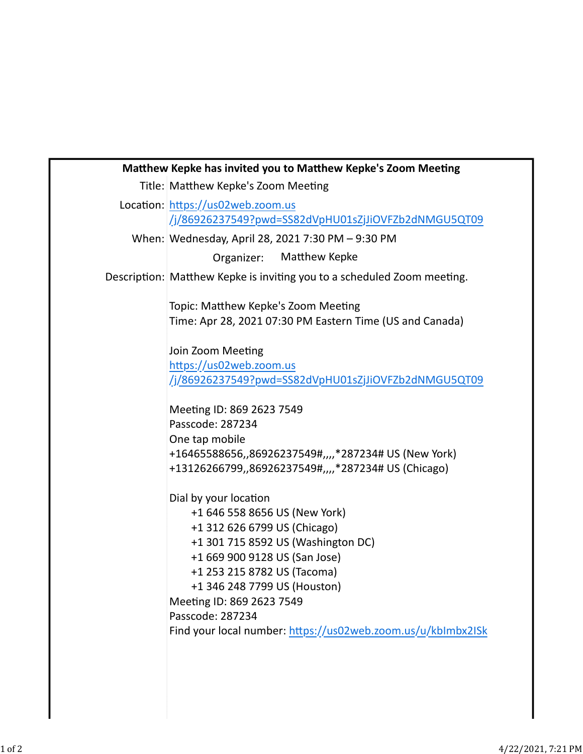**Matthew Kepke has invited you to Matthew Kepke's Zoom Meeting**

| | |
|---|---|
| Title: | Matthew Kepke's Zoom Meeting |
| Location: | https://us02web.zoom.us/j/86926237549?pwd=SS82dVpHU01sZjJiOVFZb2dNMGU5QT09 |
| When: | Wednesday, April 28, 2021 7:30 PM – 9:30 PM |
| Organizer: | Matthew Kepke |
| Description: | Matthew Kepke is inviting you to a scheduled Zoom meeting. |

Topic: Matthew Kepke's Zoom Meeting
Time: Apr 28, 2021 07:30 PM Eastern Time (US and Canada)

Join Zoom Meeting
https://us02web.zoom.us/j/86926237549?pwd=SS82dVpHU01sZjJiOVFZb2dNMGU5QT09

Meeting ID: 869 2623 7549
Passcode: 287234
One tap mobile
+16465588656,,86926237549#,,,,*287234# US (New York)
+13126266799,,86926237549#,,,,*287234# US (Chicago)

Dial by your location
- +1 646 558 8656 US (New York)
- +1 312 626 6799 US (Chicago)
- +1 301 715 8592 US (Washington DC)
- +1 669 900 9128 US (San Jose)
- +1 253 215 8782 US (Tacoma)
- +1 346 248 7799 US (Houston)

Meeting ID: 869 2623 7549
Passcode: 287234
Find your local number: https://us02web.zoom.us/u/kbImbx2ISk